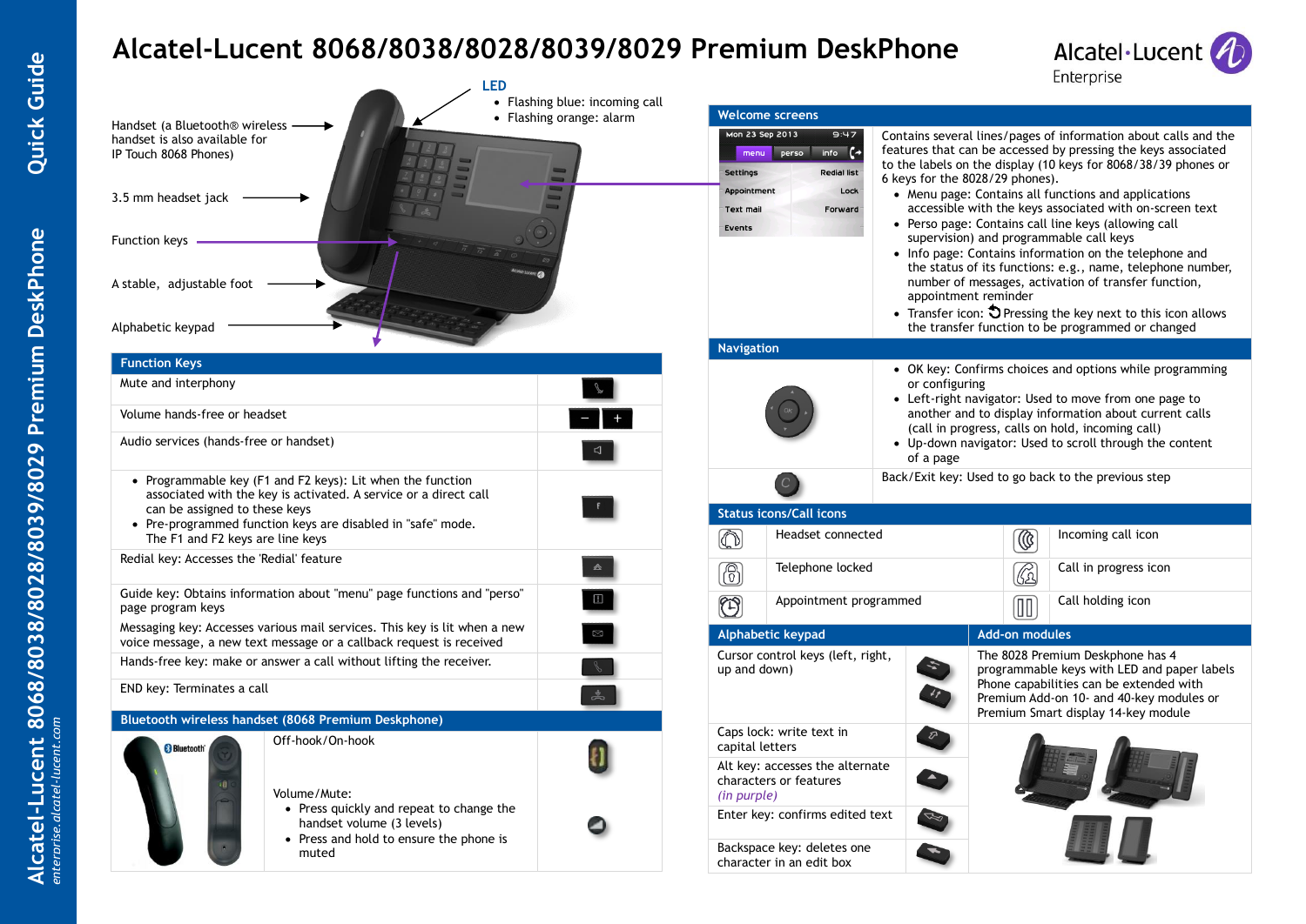# Alcatel-Lucent 8068/8038/8028/8039/8029 Premium DeskPhone

Alcatel·Lucent Enterprise

Quick Guide

Alcatel-Lucent 8068/8038/8028/8039/8029 Premium DeskPhone

*enterprise.alcatel-lucent.com*

Handset (a Bluetooth® wireless handset is also available for IP Touch 8068 Phones)

3.5 mm headset jack

Function keys

A stable, adjustable foot

Alphabetic keypad

**LED**

- Flashing blue: incoming call
- Flashing orange: alarm

## Function Keys

| Function Keys |
|---|
| Mute and interphony |
| Volume hands-free or headset |
| Audio services (hands-free or handset) |
| • Programmable key (F1 and F2 keys): Lit when the function associated with the key is activated. A service or a direct call can be assigned to these keys<br>• Pre-programmed function keys are disabled in "safe" mode. The F1 and F2 keys are line keys |
| Redial key: Accesses the 'Redial' feature |
| Guide key: Obtains information about "menu" page functions and "perso" page program keys |
| Messaging key: Accesses various mail services. This key is lit when a new voice message, a new text message or a callback request is received |
| Hands-free key: make or answer a call without lifting the receiver. |
| END key: Terminates a call |

## Bluetooth wireless handset (8068 Premium Deskphone)

Off-hook/On-hook

Volume/Mute:

- Press quickly and repeat to change the handset volume (3 levels)
- Press and hold to ensure the phone is muted

## Welcome screens

Mon 23 Sep 2013 9:47 — menu | perso | info — Settings, Appointment, Text mail, Events, Redial list, Lock, Forward

Contains several lines/pages of information about calls and the features that can be accessed by pressing the keys associated to the labels on the display (10 keys for 8068/38/39 phones or 6 keys for the 8028/29 phones).

- Menu page: Contains all functions and applications accessible with the keys associated with on-screen text
- Perso page: Contains call line keys (allowing call supervision) and programmable call keys
- Info page: Contains information on the telephone and the status of its functions: e.g., name, telephone number, number of messages, activation of transfer function, appointment reminder
- Transfer icon: Pressing the key next to this icon allows the transfer function to be programmed or changed

## Navigation

- OK key: Confirms choices and options while programming or configuring
- Left-right navigator: Used to move from one page to another and to display information about current calls (call in progress, calls on hold, incoming call)
- Up-down navigator: Used to scroll through the content of a page

Back/Exit key: Used to go back to the previous step

## Status icons/Call icons

| Status icon | Call icon |
|---|---|
| Headset connected | Incoming call icon |
| Telephone locked | Call in progress icon |
| Appointment programmed | Call holding icon |

## Alphabetic keypad

| Alphabetic keypad |
|---|
| Cursor control keys (left, right, up and down) |
| Caps lock: write text in capital letters |
| Alt key: accesses the alternate characters or features *(in purple)* |
| Enter key: confirms edited text |
| Backspace key: deletes one character in an edit box |

## Add-on modules

The 8028 Premium Deskphone has 4 programmable keys with LED and paper labels Phone capabilities can be extended with Premium Add-on 10- and 40-key modules or Premium Smart display 14-key module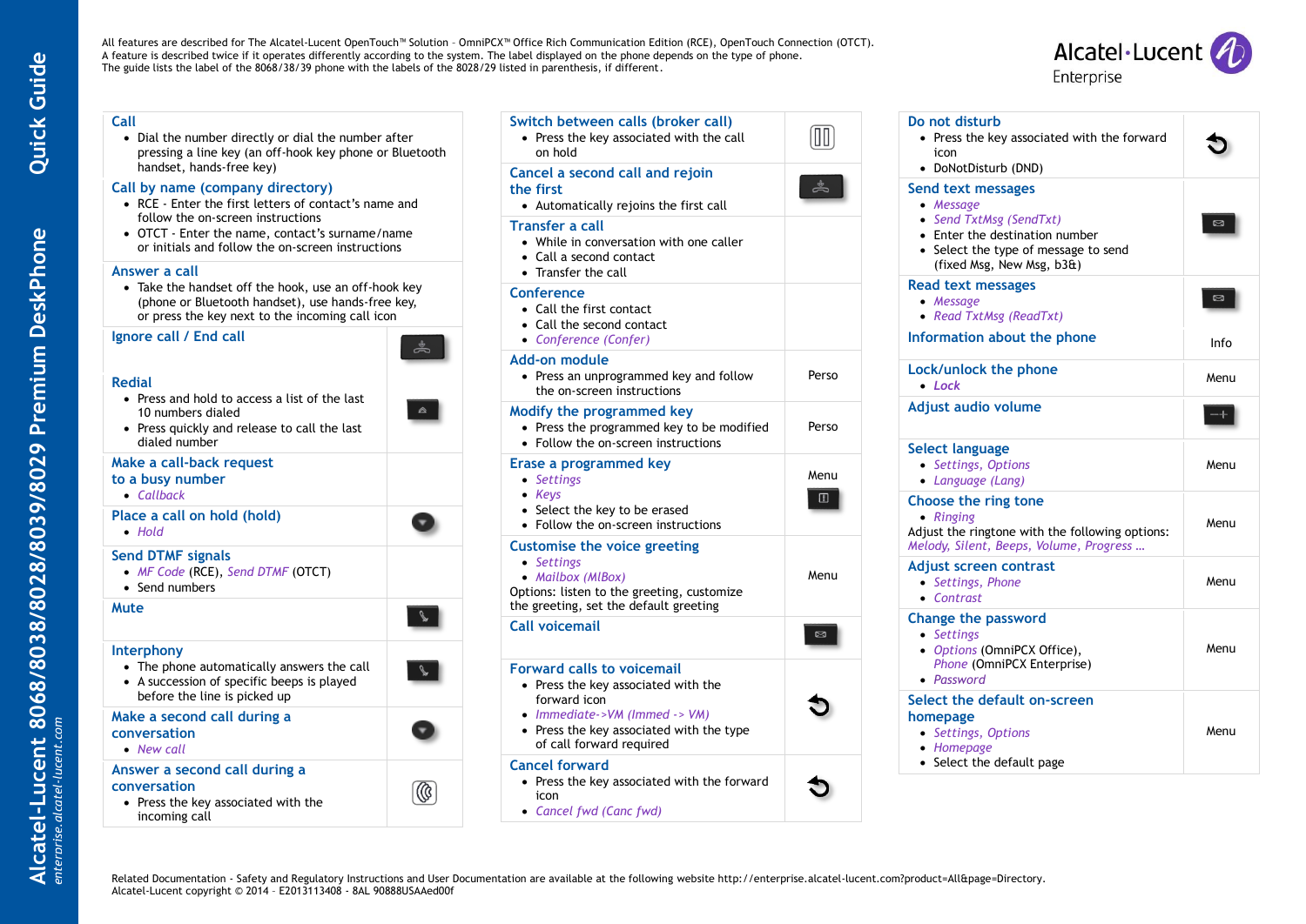# Alcatel-Lucent 8068/8038/8028/8039/8029 Premium DeskPhone Quick Guide

*enterprise.alcatel-lucent.com*

All features are described for The Alcatel-Lucent OpenTouch™ Solution – OmniPCX™ Office Rich Communication Edition (RCE), OpenTouch Connection (OTCT).
A feature is described twice if it operates differently according to the system. The label displayed on the phone depends on the type of phone.
The guide lists the label of the 8068/38/39 phone with the labels of the 8028/29 listed in parenthesis, if different.

Alcatel·Lucent Enterprise

## Call
- Dial the number directly or dial the number after pressing a line key (an off-hook key phone or Bluetooth handset, hands-free key)

## Call by name (company directory)
- RCE - Enter the first letters of contact's name and follow the on-screen instructions
- OTCT - Enter the name, contact's surname/name or initials and follow the on-screen instructions

## Answer a call
- Take the handset off the hook, use an off-hook key (phone or Bluetooth handset), use hands-free key, or press the key next to the incoming call icon

## Ignore call / End call

## Redial
- Press and hold to access a list of the last 10 numbers dialed
- Press quickly and release to call the last dialed number

## Make a call-back request to a busy number
- *Callback*

## Place a call on hold (hold)
- *Hold*

## Send DTMF signals
- *MF Code* (RCE), *Send DTMF* (OTCT)
- Send numbers

## Mute

## Interphony
- The phone automatically answers the call
- A succession of specific beeps is played before the line is picked up

## Make a second call during a conversation
- *New call*

## Answer a second call during a conversation
- Press the key associated with the incoming call

## Switch between calls (broker call)
- Press the key associated with the call on hold

## Cancel a second call and rejoin the first
- Automatically rejoins the first call

## Transfer a call
- While in conversation with one caller
- Call a second contact
- Transfer the call

## Conference
- Call the first contact
- Call the second contact
- *Conference (Confer)*

## Add-on module
Perso
- Press an unprogrammed key and follow the on-screen instructions

## Modify the programmed key
Perso
- Press the programmed key to be modified
- Follow the on-screen instructions

## Erase a programmed key
Menu
- *Settings*
- *Keys*
- Select the key to be erased
- Follow the on-screen instructions

## Customise the voice greeting
Menu
- *Settings*
- *Mailbox (MIBox)*

Options: listen to the greeting, customize the greeting, set the default greeting

## Call voicemail

## Forward calls to voicemail
- Press the key associated with the forward icon
- *Immediate->VM (Immed -> VM)*
- Press the key associated with the type of call forward required

## Cancel forward
- Press the key associated with the forward icon
- *Cancel fwd (Canc fwd)*

## Do not disturb
- Press the key associated with the forward icon
- DoNotDisturb (DND)

## Send text messages
- *Message*
- *Send TxtMsg (SendTxt)*
- Enter the destination number
- Select the type of message to send (fixed Msg, New Msg, b3&)

## Read text messages
- *Message*
- *Read TxtMsg (ReadTxt)*

## Information about the phone
Info

## Lock/unlock the phone
Menu
- *Lock*

## Adjust audio volume

## Select language
Menu
- *Settings, Options*
- *Language (Lang)*

## Choose the ring tone
Menu
- *Ringing*

Adjust the ringtone with the following options: *Melody, Silent, Beeps, Volume, Progress ...*

## Adjust screen contrast
Menu
- *Settings, Phone*
- *Contrast*

## Change the password
Menu
- *Settings*
- *Options* (OmniPCX Office), *Phone* (OmniPCX Enterprise)
- *Password*

## Select the default on-screen homepage
Menu
- *Settings, Options*
- *Homepage*
- Select the default page

Related Documentation - Safety and Regulatory Instructions and User Documentation are available at the following website http://enterprise.alcatel-lucent.com?product=All&page=Directory.
Alcatel-Lucent copyright © 2014 - E2013113408 - 8AL 90888USAAed00f